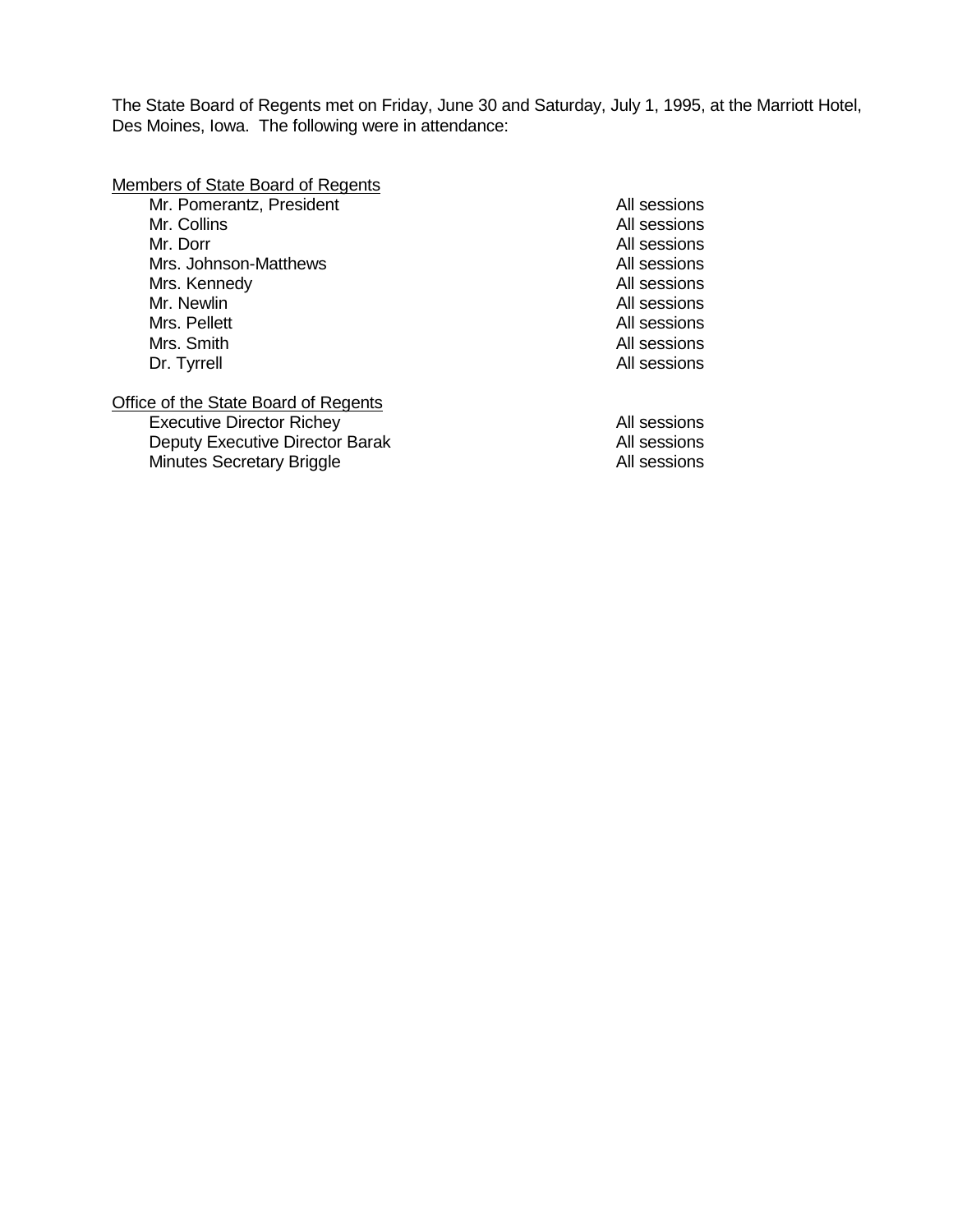The State Board of Regents met on Friday, June 30 and Saturday, July 1, 1995, at the Marriott Hotel, Des Moines, Iowa. The following were in attendance:

| | |
|---|---|
| <u>Members of State Board of Regents</u> | |
| Mr. Pomerantz, President | All sessions |
| Mr. Collins | All sessions |
| Mr. Dorr | All sessions |
| Mrs. Johnson-Matthews | All sessions |
| Mrs. Kennedy | All sessions |
| Mr. Newlin | All sessions |
| Mrs. Pellett | All sessions |
| Mrs. Smith | All sessions |
| Dr. Tyrrell | All sessions |
| <u>Office of the State Board of Regents</u> | |
| Executive Director Richey | All sessions |
| Deputy Executive Director Barak | All sessions |
| Minutes Secretary Briggle | All sessions |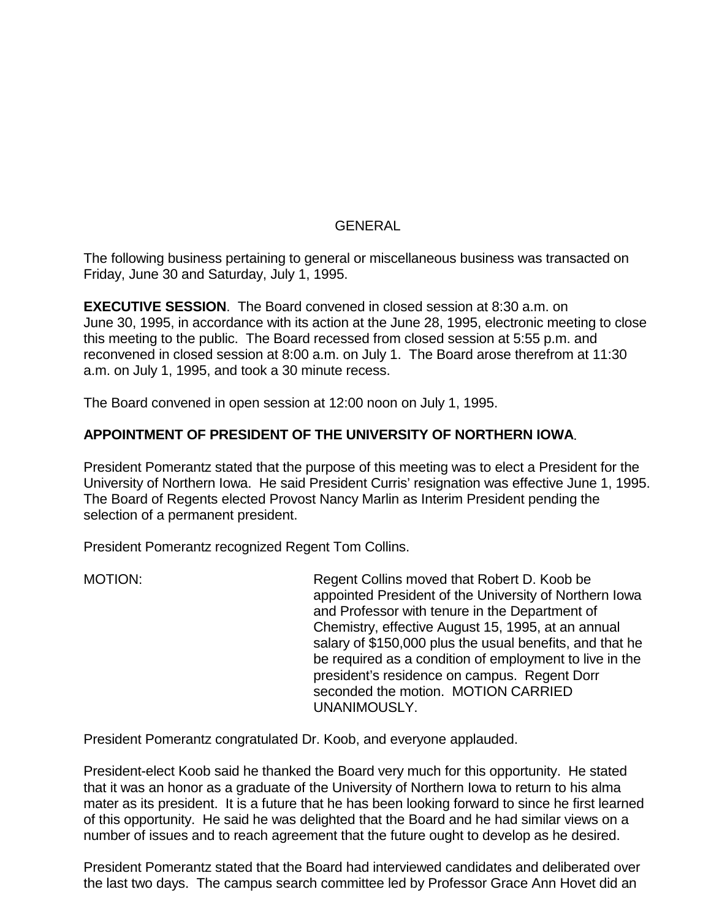GENERAL

The following business pertaining to general or miscellaneous business was transacted on Friday, June 30 and Saturday, July 1, 1995.

**EXECUTIVE SESSION**. The Board convened in closed session at 8:30 a.m. on June 30, 1995, in accordance with its action at the June 28, 1995, electronic meeting to close this meeting to the public. The Board recessed from closed session at 5:55 p.m. and reconvened in closed session at 8:00 a.m. on July 1. The Board arose therefrom at 11:30 a.m. on July 1, 1995, and took a 30 minute recess.

The Board convened in open session at 12:00 noon on July 1, 1995.

**APPOINTMENT OF PRESIDENT OF THE UNIVERSITY OF NORTHERN IOWA**.

President Pomerantz stated that the purpose of this meeting was to elect a President for the University of Northern Iowa. He said President Curris' resignation was effective June 1, 1995. The Board of Regents elected Provost Nancy Marlin as Interim President pending the selection of a permanent president.

President Pomerantz recognized Regent Tom Collins.

MOTION: Regent Collins moved that Robert D. Koob be appointed President of the University of Northern Iowa and Professor with tenure in the Department of Chemistry, effective August 15, 1995, at an annual salary of $150,000 plus the usual benefits, and that he be required as a condition of employment to live in the president's residence on campus. Regent Dorr seconded the motion. MOTION CARRIED UNANIMOUSLY.

President Pomerantz congratulated Dr. Koob, and everyone applauded.

President-elect Koob said he thanked the Board very much for this opportunity. He stated that it was an honor as a graduate of the University of Northern Iowa to return to his alma mater as its president. It is a future that he has been looking forward to since he first learned of this opportunity. He said he was delighted that the Board and he had similar views on a number of issues and to reach agreement that the future ought to develop as he desired.

President Pomerantz stated that the Board had interviewed candidates and deliberated over the last two days. The campus search committee led by Professor Grace Ann Hovet did an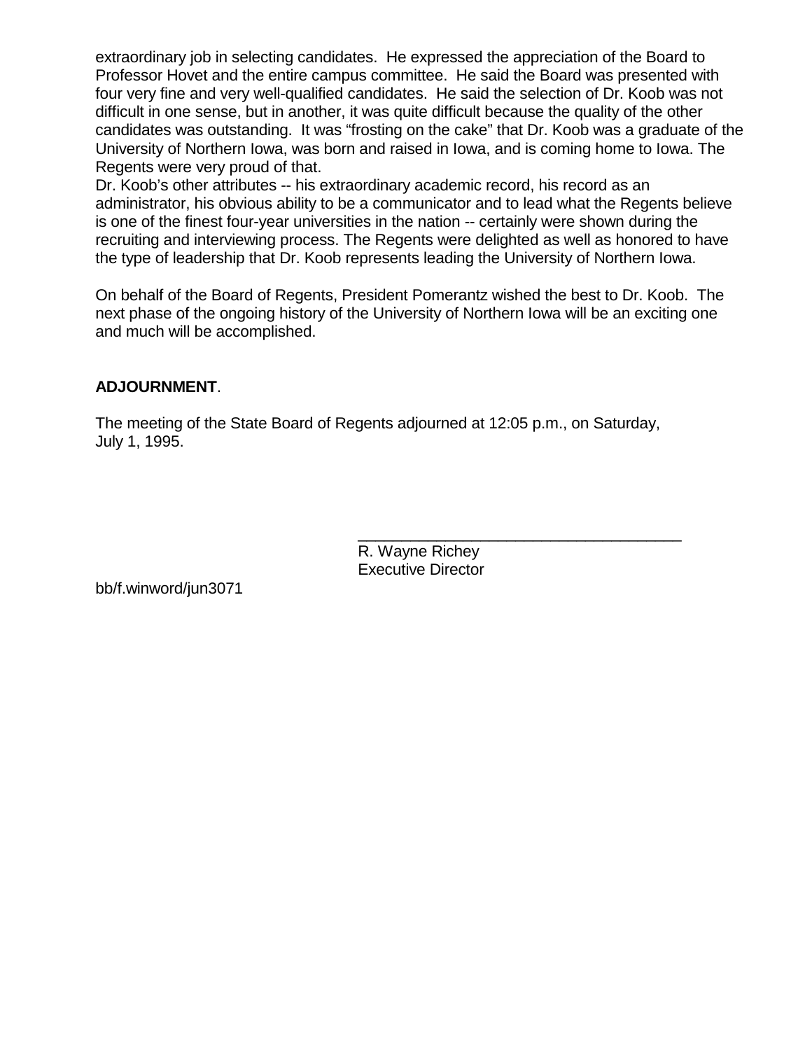extraordinary job in selecting candidates. He expressed the appreciation of the Board to Professor Hovet and the entire campus committee. He said the Board was presented with four very fine and very well-qualified candidates. He said the selection of Dr. Koob was not difficult in one sense, but in another, it was quite difficult because the quality of the other candidates was outstanding. It was "frosting on the cake" that Dr. Koob was a graduate of the University of Northern Iowa, was born and raised in Iowa, and is coming home to Iowa. The Regents were very proud of that.
Dr. Koob's other attributes -- his extraordinary academic record, his record as an administrator, his obvious ability to be a communicator and to lead what the Regents believe is one of the finest four-year universities in the nation -- certainly were shown during the recruiting and interviewing process. The Regents were delighted as well as honored to have the type of leadership that Dr. Koob represents leading the University of Northern Iowa.

On behalf of the Board of Regents, President Pomerantz wished the best to Dr. Koob. The next phase of the ongoing history of the University of Northern Iowa will be an exciting one and much will be accomplished.

**ADJOURNMENT**.

The meeting of the State Board of Regents adjourned at 12:05 p.m., on Saturday, July 1, 1995.

\_\_\_\_\_\_\_\_\_\_\_\_\_\_\_\_\_\_\_\_\_\_\_\_\_\_\_\_\_\_\_\_\_\_\_\_\_\_\_\_

R. Wayne Richey
Executive Director

bb/f.winword/jun3071